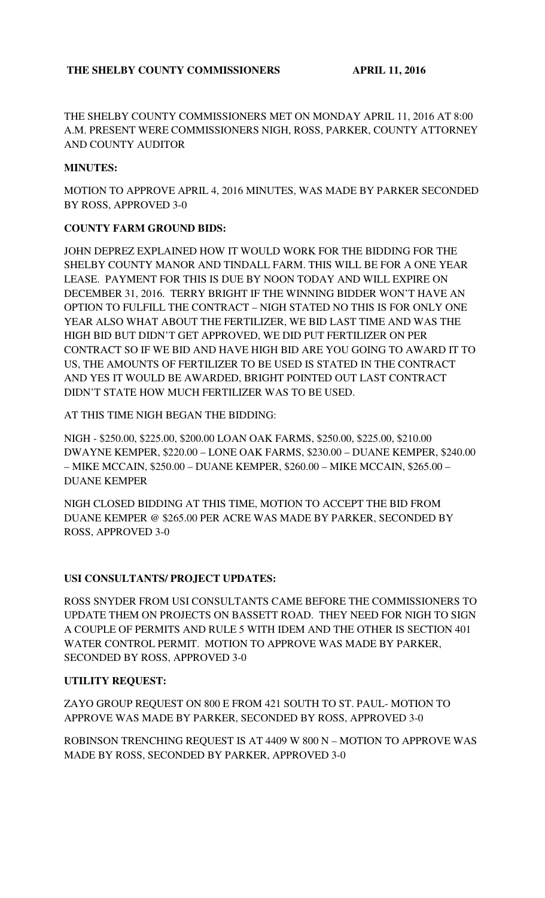**THE SHELBY COUNTY COMMISSIONERS APRIL 11, 2016**

THE SHELBY COUNTY COMMISSIONERS MET ON MONDAY APRIL 11, 2016 AT 8:00 A.M. PRESENT WERE COMMISSIONERS NIGH, ROSS, PARKER, COUNTY ATTORNEY AND COUNTY AUDITOR

**MINUTES:**

MOTION TO APPROVE APRIL 4, 2016 MINUTES, WAS MADE BY PARKER SECONDED BY ROSS, APPROVED 3-0

**COUNTY FARM GROUND BIDS:**

JOHN DEPREZ EXPLAINED HOW IT WOULD WORK FOR THE BIDDING FOR THE SHELBY COUNTY MANOR AND TINDALL FARM. THIS WILL BE FOR A ONE YEAR LEASE. PAYMENT FOR THIS IS DUE BY NOON TODAY AND WILL EXPIRE ON DECEMBER 31, 2016. TERRY BRIGHT IF THE WINNING BIDDER WON'T HAVE AN OPTION TO FULFILL THE CONTRACT – NIGH STATED NO THIS IS FOR ONLY ONE YEAR ALSO WHAT ABOUT THE FERTILIZER, WE BID LAST TIME AND WAS THE HIGH BID BUT DIDN'T GET APPROVED, WE DID PUT FERTILIZER ON PER CONTRACT SO IF WE BID AND HAVE HIGH BID ARE YOU GOING TO AWARD IT TO US, THE AMOUNTS OF FERTILIZER TO BE USED IS STATED IN THE CONTRACT AND YES IT WOULD BE AWARDED, BRIGHT POINTED OUT LAST CONTRACT DIDN'T STATE HOW MUCH FERTILIZER WAS TO BE USED.

AT THIS TIME NIGH BEGAN THE BIDDING:

NIGH - \$250.00, \$225.00, \$200.00 LOAN OAK FARMS, \$250.00, \$225.00, \$210.00 DWAYNE KEMPER, \$220.00 – LONE OAK FARMS, \$230.00 – DUANE KEMPER, \$240.00 – MIKE MCCAIN, \$250.00 – DUANE KEMPER, \$260.00 – MIKE MCCAIN, \$265.00 – DUANE KEMPER

NIGH CLOSED BIDDING AT THIS TIME, MOTION TO ACCEPT THE BID FROM DUANE KEMPER @ \$265.00 PER ACRE WAS MADE BY PARKER, SECONDED BY ROSS, APPROVED 3-0

**USI CONSULTANTS/ PROJECT UPDATES:**

ROSS SNYDER FROM USI CONSULTANTS CAME BEFORE THE COMMISSIONERS TO UPDATE THEM ON PROJECTS ON BASSETT ROAD. THEY NEED FOR NIGH TO SIGN A COUPLE OF PERMITS AND RULE 5 WITH IDEM AND THE OTHER IS SECTION 401 WATER CONTROL PERMIT. MOTION TO APPROVE WAS MADE BY PARKER, SECONDED BY ROSS, APPROVED 3-0

**UTILITY REQUEST:**

ZAYO GROUP REQUEST ON 800 E FROM 421 SOUTH TO ST. PAUL- MOTION TO APPROVE WAS MADE BY PARKER, SECONDED BY ROSS, APPROVED 3-0

ROBINSON TRENCHING REQUEST IS AT 4409 W 800 N – MOTION TO APPROVE WAS MADE BY ROSS, SECONDED BY PARKER, APPROVED 3-0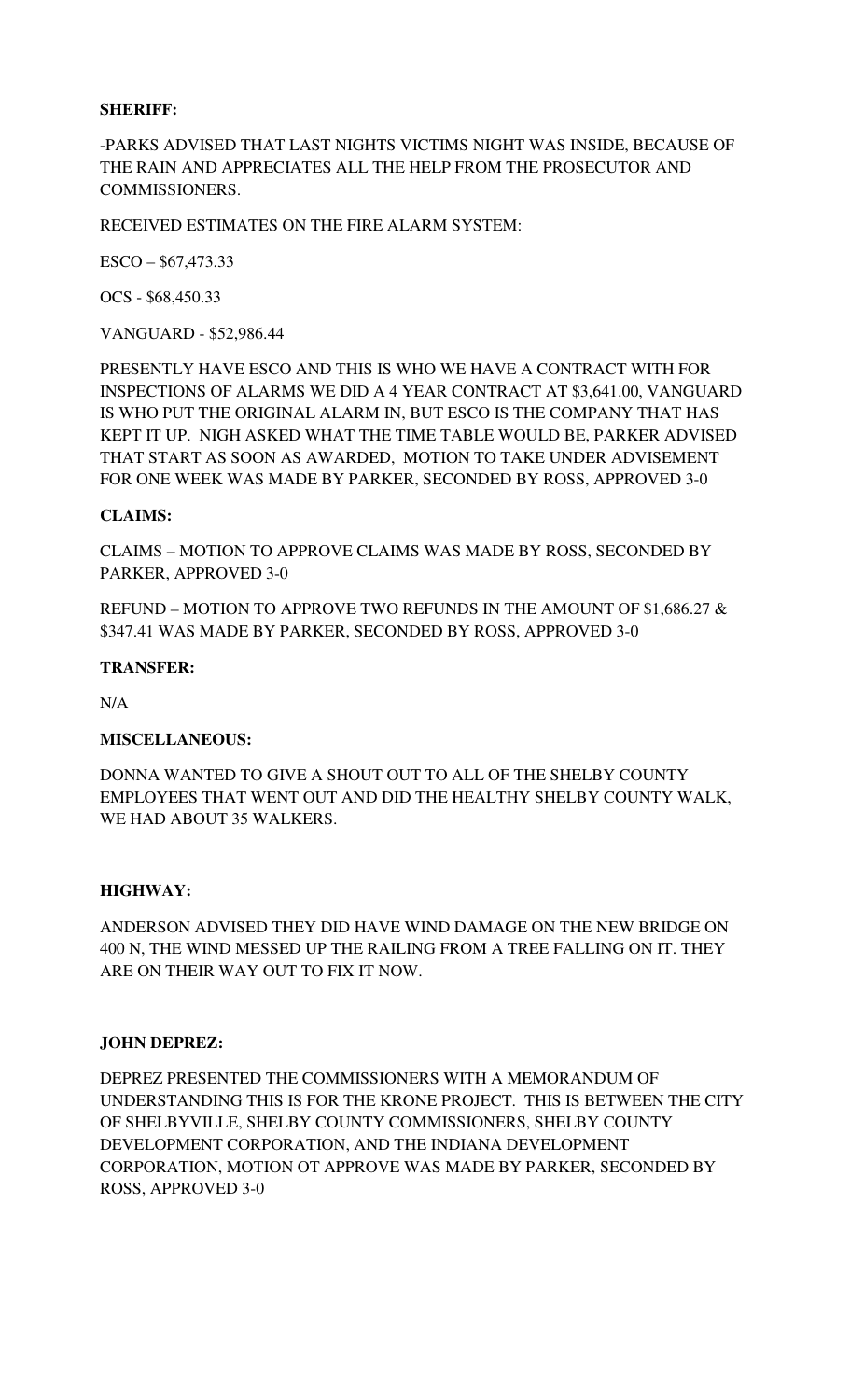**SHERIFF:**

-PARKS ADVISED THAT LAST NIGHTS VICTIMS NIGHT WAS INSIDE, BECAUSE OF THE RAIN AND APPRECIATES ALL THE HELP FROM THE PROSECUTOR AND COMMISSIONERS.

RECEIVED ESTIMATES ON THE FIRE ALARM SYSTEM:

ESCO – $67,473.33

OCS - $68,450.33

VANGUARD - $52,986.44

PRESENTLY HAVE ESCO AND THIS IS WHO WE HAVE A CONTRACT WITH FOR INSPECTIONS OF ALARMS WE DID A 4 YEAR CONTRACT AT $3,641.00, VANGUARD IS WHO PUT THE ORIGINAL ALARM IN, BUT ESCO IS THE COMPANY THAT HAS KEPT IT UP. NIGH ASKED WHAT THE TIME TABLE WOULD BE, PARKER ADVISED THAT START AS SOON AS AWARDED, MOTION TO TAKE UNDER ADVISEMENT FOR ONE WEEK WAS MADE BY PARKER, SECONDED BY ROSS, APPROVED 3-0

**CLAIMS:**

CLAIMS – MOTION TO APPROVE CLAIMS WAS MADE BY ROSS, SECONDED BY PARKER, APPROVED 3-0

REFUND – MOTION TO APPROVE TWO REFUNDS IN THE AMOUNT OF $1,686.27 & $347.41 WAS MADE BY PARKER, SECONDED BY ROSS, APPROVED 3-0

**TRANSFER:**

N/A

**MISCELLANEOUS:**

DONNA WANTED TO GIVE A SHOUT OUT TO ALL OF THE SHELBY COUNTY EMPLOYEES THAT WENT OUT AND DID THE HEALTHY SHELBY COUNTY WALK, WE HAD ABOUT 35 WALKERS.

**HIGHWAY:**

ANDERSON ADVISED THEY DID HAVE WIND DAMAGE ON THE NEW BRIDGE ON 400 N, THE WIND MESSED UP THE RAILING FROM A TREE FALLING ON IT. THEY ARE ON THEIR WAY OUT TO FIX IT NOW.

**JOHN DEPREZ:**

DEPREZ PRESENTED THE COMMISSIONERS WITH A MEMORANDUM OF UNDERSTANDING THIS IS FOR THE KRONE PROJECT. THIS IS BETWEEN THE CITY OF SHELBYVILLE, SHELBY COUNTY COMMISSIONERS, SHELBY COUNTY DEVELOPMENT CORPORATION, AND THE INDIANA DEVELOPMENT CORPORATION, MOTION OT APPROVE WAS MADE BY PARKER, SECONDED BY ROSS, APPROVED 3-0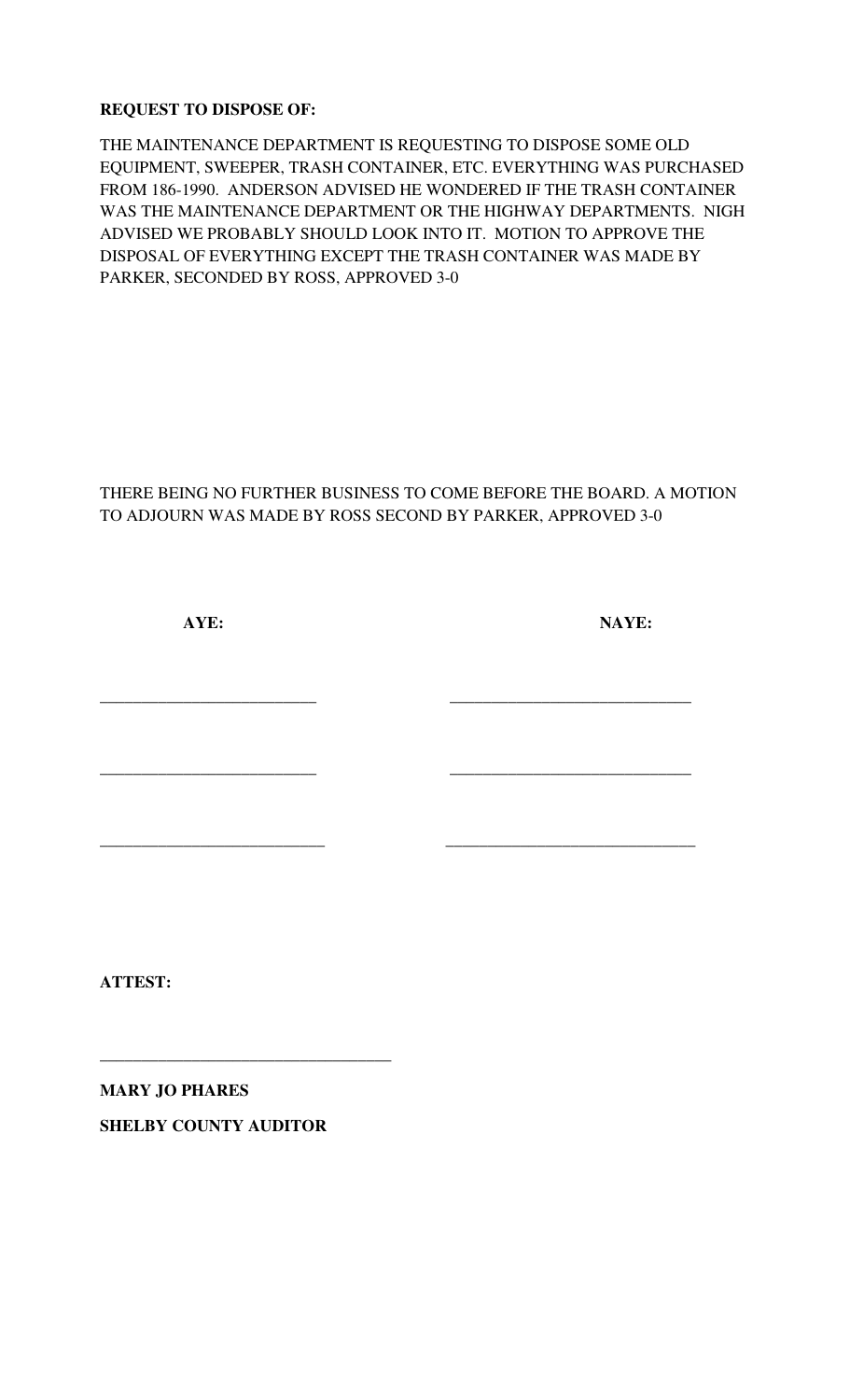**REQUEST TO DISPOSE OF:**

THE MAINTENANCE DEPARTMENT IS REQUESTING TO DISPOSE SOME OLD EQUIPMENT, SWEEPER, TRASH CONTAINER, ETC. EVERYTHING WAS PURCHASED FROM 186-1990. ANDERSON ADVISED HE WONDERED IF THE TRASH CONTAINER WAS THE MAINTENANCE DEPARTMENT OR THE HIGHWAY DEPARTMENTS. NIGH ADVISED WE PROBABLY SHOULD LOOK INTO IT. MOTION TO APPROVE THE DISPOSAL OF EVERYTHING EXCEPT THE TRASH CONTAINER WAS MADE BY PARKER, SECONDED BY ROSS, APPROVED 3-0

THERE BEING NO FURTHER BUSINESS TO COME BEFORE THE BOARD. A MOTION TO ADJOURN WAS MADE BY ROSS SECOND BY PARKER, APPROVED 3-0

| **AYE:** | **NAYE:** |
|---|---|
| ______________________ | ______________________ |
| ______________________ | ______________________ |
| ______________________ | ______________________ |

**ATTEST:**

______________________________

**MARY JO PHARES**

**SHELBY COUNTY AUDITOR**